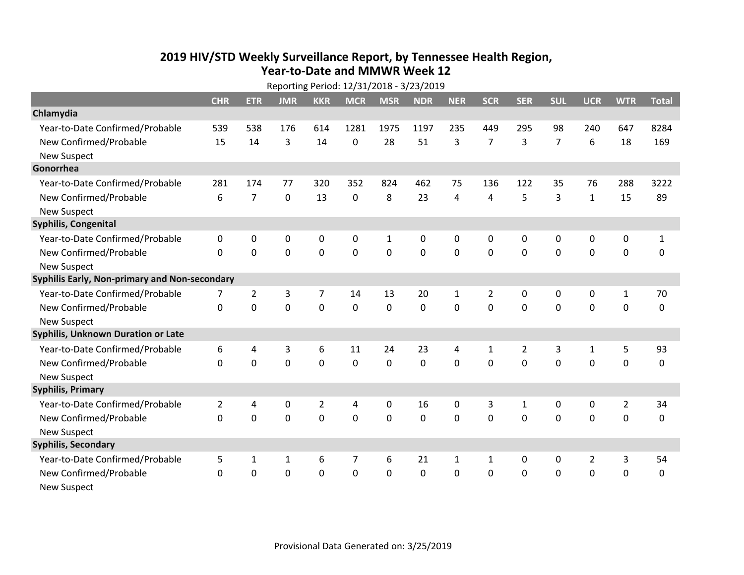# 2019 HIV/STD Weekly Surveillance Report, by Tennessee Health Region, Year-to-Date and MMWR Week 12

Reporting Period: 12/31/2018 - 3/23/2019

| | CHR | ETR | JMR | KKR | MCR | MSR | NDR | NER | SCR | SER | SUL | UCR | WTR | Total |
|---|---|---|---|---|---|---|---|---|---|---|---|---|---|---|
| **Chlamydia** | | | | | | | | | | | | | | |
| Year-to-Date Confirmed/Probable | 539 | 538 | 176 | 614 | 1281 | 1975 | 1197 | 235 | 449 | 295 | 98 | 240 | 647 | 8284 |
| New Confirmed/Probable | 15 | 14 | 3 | 14 | 0 | 28 | 51 | 3 | 7 | 3 | 7 | 6 | 18 | 169 |
| New Suspect | | | | | | | | | | | | | | |
| **Gonorrhea** | | | | | | | | | | | | | | |
| Year-to-Date Confirmed/Probable | 281 | 174 | 77 | 320 | 352 | 824 | 462 | 75 | 136 | 122 | 35 | 76 | 288 | 3222 |
| New Confirmed/Probable | 6 | 7 | 0 | 13 | 0 | 8 | 23 | 4 | 4 | 5 | 3 | 1 | 15 | 89 |
| New Suspect | | | | | | | | | | | | | | |
| **Syphilis, Congenital** | | | | | | | | | | | | | | |
| Year-to-Date Confirmed/Probable | 0 | 0 | 0 | 0 | 0 | 1 | 0 | 0 | 0 | 0 | 0 | 0 | 0 | 1 |
| New Confirmed/Probable | 0 | 0 | 0 | 0 | 0 | 0 | 0 | 0 | 0 | 0 | 0 | 0 | 0 | 0 |
| New Suspect | | | | | | | | | | | | | | |
| **Syphilis Early, Non-primary and Non-secondary** | | | | | | | | | | | | | | |
| Year-to-Date Confirmed/Probable | 7 | 2 | 3 | 7 | 14 | 13 | 20 | 1 | 2 | 0 | 0 | 0 | 1 | 70 |
| New Confirmed/Probable | 0 | 0 | 0 | 0 | 0 | 0 | 0 | 0 | 0 | 0 | 0 | 0 | 0 | 0 |
| New Suspect | | | | | | | | | | | | | | |
| **Syphilis, Unknown Duration or Late** | | | | | | | | | | | | | | |
| Year-to-Date Confirmed/Probable | 6 | 4 | 3 | 6 | 11 | 24 | 23 | 4 | 1 | 2 | 3 | 1 | 5 | 93 |
| New Confirmed/Probable | 0 | 0 | 0 | 0 | 0 | 0 | 0 | 0 | 0 | 0 | 0 | 0 | 0 | 0 |
| New Suspect | | | | | | | | | | | | | | |
| **Syphilis, Primary** | | | | | | | | | | | | | | |
| Year-to-Date Confirmed/Probable | 2 | 4 | 0 | 2 | 4 | 0 | 16 | 0 | 3 | 1 | 0 | 0 | 2 | 34 |
| New Confirmed/Probable | 0 | 0 | 0 | 0 | 0 | 0 | 0 | 0 | 0 | 0 | 0 | 0 | 0 | 0 |
| New Suspect | | | | | | | | | | | | | | |
| **Syphilis, Secondary** | | | | | | | | | | | | | | |
| Year-to-Date Confirmed/Probable | 5 | 1 | 1 | 6 | 7 | 6 | 21 | 1 | 1 | 0 | 0 | 2 | 3 | 54 |
| New Confirmed/Probable | 0 | 0 | 0 | 0 | 0 | 0 | 0 | 0 | 0 | 0 | 0 | 0 | 0 | 0 |
| New Suspect | | | | | | | | | | | | | | |

Provisional Data Generated on: 3/25/2019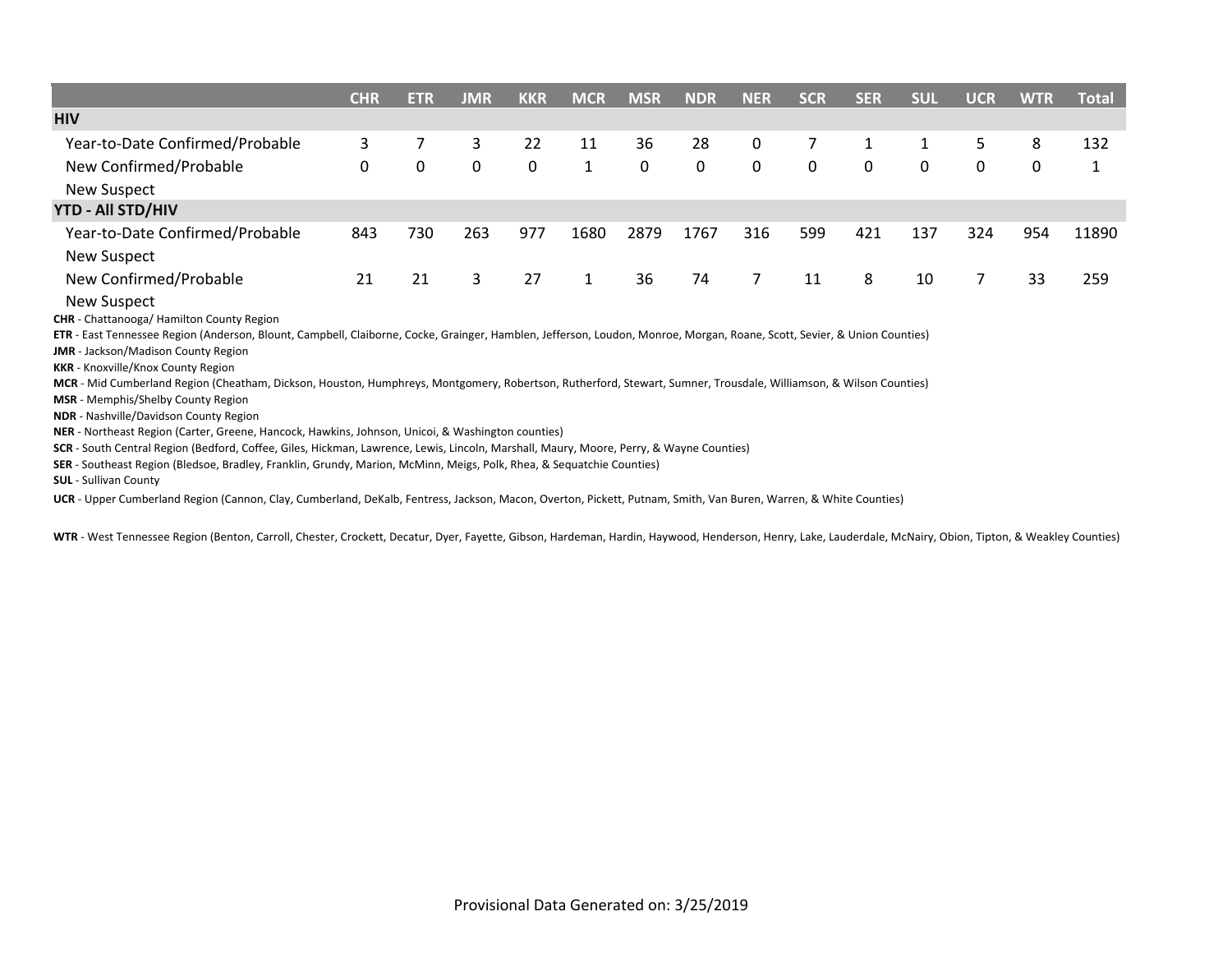| | CHR | ETR | JMR | KKR | MCR | MSR | NDR | NER | SCR | SER | SUL | UCR | WTR | Total |
|---|---|---|---|---|---|---|---|---|---|---|---|---|---|---|
| **HIV** | | | | | | | | | | | | | | |
| Year-to-Date Confirmed/Probable | 3 | 7 | 3 | 22 | 11 | 36 | 28 | 0 | 7 | 1 | 1 | 5 | 8 | 132 |
| New Confirmed/Probable | 0 | 0 | 0 | 0 | 1 | 0 | 0 | 0 | 0 | 0 | 0 | 0 | 0 | 1 |
| New Suspect | | | | | | | | | | | | | | |
| **YTD - All STD/HIV** | | | | | | | | | | | | | | |
| Year-to-Date Confirmed/Probable | 843 | 730 | 263 | 977 | 1680 | 2879 | 1767 | 316 | 599 | 421 | 137 | 324 | 954 | 11890 |
| New Suspect | | | | | | | | | | | | | | |
| New Confirmed/Probable | 21 | 21 | 3 | 27 | 1 | 36 | 74 | 7 | 11 | 8 | 10 | 7 | 33 | 259 |
| New Suspect | | | | | | | | | | | | | | |

**CHR** - Chattanooga/ Hamilton County Region

**ETR** - East Tennessee Region (Anderson, Blount, Campbell, Claiborne, Cocke, Grainger, Hamblen, Jefferson, Loudon, Monroe, Morgan, Roane, Scott, Sevier, & Union Counties)

**JMR** - Jackson/Madison County Region

**KKR** - Knoxville/Knox County Region

**MCR** - Mid Cumberland Region (Cheatham, Dickson, Houston, Humphreys, Montgomery, Robertson, Rutherford, Stewart, Sumner, Trousdale, Williamson, & Wilson Counties)

**MSR** - Memphis/Shelby County Region

**NDR** - Nashville/Davidson County Region

**NER** - Northeast Region (Carter, Greene, Hancock, Hawkins, Johnson, Unicoi, & Washington counties)

**SCR** - South Central Region (Bedford, Coffee, Giles, Hickman, Lawrence, Lewis, Lincoln, Marshall, Maury, Moore, Perry, & Wayne Counties)

**SER** - Southeast Region (Bledsoe, Bradley, Franklin, Grundy, Marion, McMinn, Meigs, Polk, Rhea, & Sequatchie Counties)

**SUL** - Sullivan County

**UCR** - Upper Cumberland Region (Cannon, Clay, Cumberland, DeKalb, Fentress, Jackson, Macon, Overton, Pickett, Putnam, Smith, Van Buren, Warren, & White Counties)

**WTR** - West Tennessee Region (Benton, Carroll, Chester, Crockett, Decatur, Dyer, Fayette, Gibson, Hardeman, Hardin, Haywood, Henderson, Henry, Lake, Lauderdale, McNairy, Obion, Tipton, & Weakley Counties)

Provisional Data Generated on: 3/25/2019